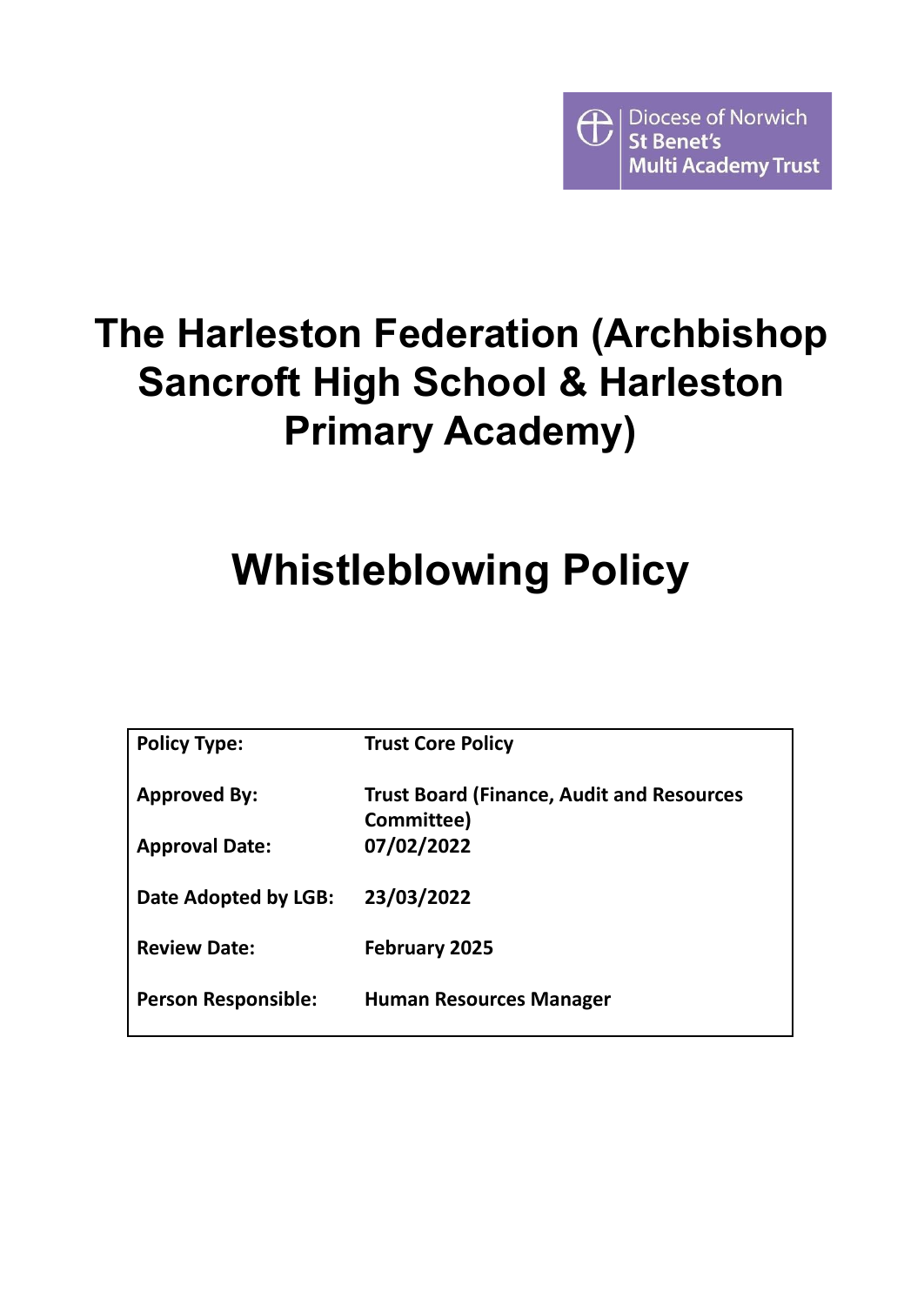Diocese of Norwich
St Benet's
Multi Academy Trust

# The Harleston Federation (Archbishop Sancroft High School & Harleston Primary Academy)

# Whistleblowing Policy

| | |
|---|---|
| **Policy Type:** | **Trust Core Policy** |
| **Approved By:** | **Trust Board (Finance, Audit and Resources Committee)** |
| **Approval Date:** | **07/02/2022** |
| **Date Adopted by LGB:** | **23/03/2022** |
| **Review Date:** | **February 2025** |
| **Person Responsible:** | **Human Resources Manager** |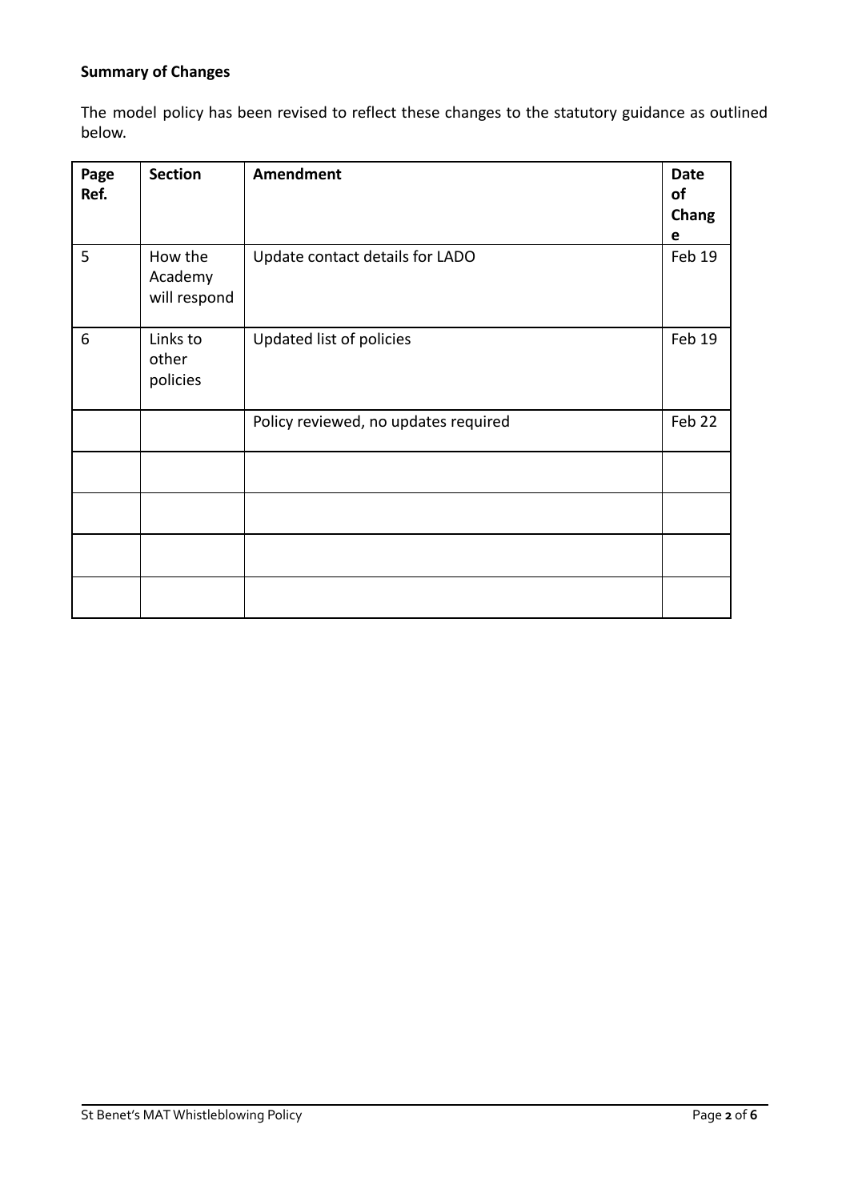**Summary of Changes**

The model policy has been revised to reflect these changes to the statutory guidance as outlined below.

| Page Ref. | Section | Amendment | Date of Change |
|---|---|---|---|
| 5 | How the Academy will respond | Update contact details for LADO | Feb 19 |
| 6 | Links to other policies | Updated list of policies | Feb 19 |
| | | Policy reviewed, no updates required | Feb 22 |
| | | | |
| | | | |
| | | | |
| | | | |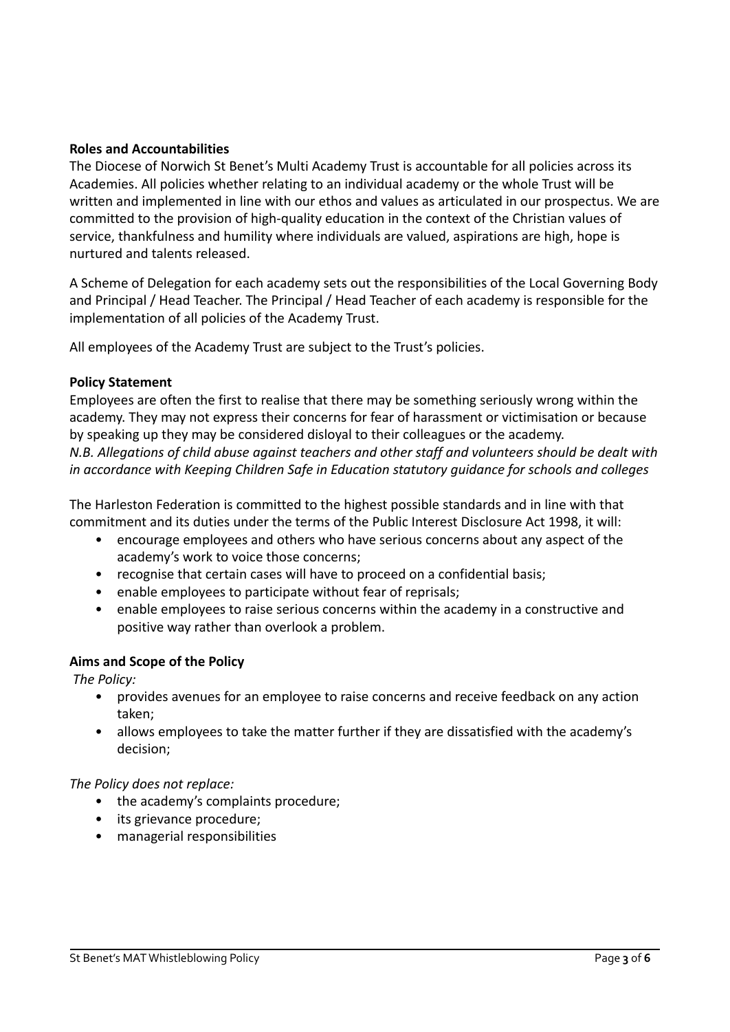**Roles and Accountabilities**

The Diocese of Norwich St Benet's Multi Academy Trust is accountable for all policies across its Academies. All policies whether relating to an individual academy or the whole Trust will be written and implemented in line with our ethos and values as articulated in our prospectus. We are committed to the provision of high-quality education in the context of the Christian values of service, thankfulness and humility where individuals are valued, aspirations are high, hope is nurtured and talents released.

A Scheme of Delegation for each academy sets out the responsibilities of the Local Governing Body and Principal / Head Teacher. The Principal / Head Teacher of each academy is responsible for the implementation of all policies of the Academy Trust.

All employees of the Academy Trust are subject to the Trust's policies.

**Policy Statement**

Employees are often the first to realise that there may be something seriously wrong within the academy. They may not express their concerns for fear of harassment or victimisation or because by speaking up they may be considered disloyal to their colleagues or the academy.
*N.B. Allegations of child abuse against teachers and other staff and volunteers should be dealt with in accordance with Keeping Children Safe in Education statutory guidance for schools and colleges*

The Harleston Federation is committed to the highest possible standards and in line with that commitment and its duties under the terms of the Public Interest Disclosure Act 1998, it will:

- encourage employees and others who have serious concerns about any aspect of the academy's work to voice those concerns;
- recognise that certain cases will have to proceed on a confidential basis;
- enable employees to participate without fear of reprisals;
- enable employees to raise serious concerns within the academy in a constructive and positive way rather than overlook a problem.

**Aims and Scope of the Policy**

*The Policy:*

- provides avenues for an employee to raise concerns and receive feedback on any action taken;
- allows employees to take the matter further if they are dissatisfied with the academy's decision;

*The Policy does not replace:*

- the academy's complaints procedure;
- its grievance procedure;
- managerial responsibilities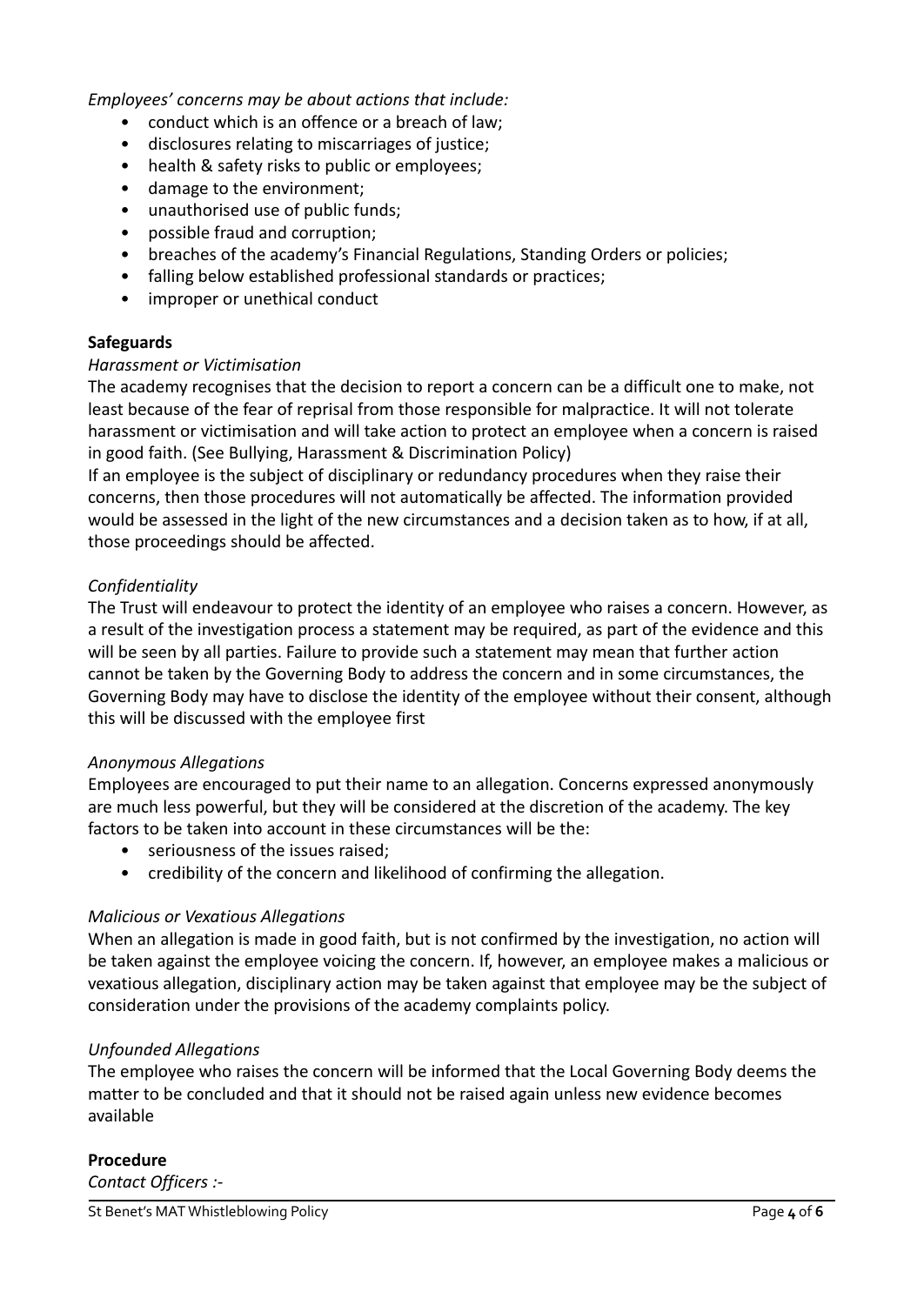*Employees' concerns may be about actions that include:*

- conduct which is an offence or a breach of law;
- disclosures relating to miscarriages of justice;
- health & safety risks to public or employees;
- damage to the environment;
- unauthorised use of public funds;
- possible fraud and corruption;
- breaches of the academy's Financial Regulations, Standing Orders or policies;
- falling below established professional standards or practices;
- improper or unethical conduct

**Safeguards**

*Harassment or Victimisation*

The academy recognises that the decision to report a concern can be a difficult one to make, not least because of the fear of reprisal from those responsible for malpractice. It will not tolerate harassment or victimisation and will take action to protect an employee when a concern is raised in good faith. (See Bullying, Harassment & Discrimination Policy)

If an employee is the subject of disciplinary or redundancy procedures when they raise their concerns, then those procedures will not automatically be affected. The information provided would be assessed in the light of the new circumstances and a decision taken as to how, if at all, those proceedings should be affected.

*Confidentiality*

The Trust will endeavour to protect the identity of an employee who raises a concern. However, as a result of the investigation process a statement may be required, as part of the evidence and this will be seen by all parties. Failure to provide such a statement may mean that further action cannot be taken by the Governing Body to address the concern and in some circumstances, the Governing Body may have to disclose the identity of the employee without their consent, although this will be discussed with the employee first

*Anonymous Allegations*

Employees are encouraged to put their name to an allegation. Concerns expressed anonymously are much less powerful, but they will be considered at the discretion of the academy. The key factors to be taken into account in these circumstances will be the:

- seriousness of the issues raised;
- credibility of the concern and likelihood of confirming the allegation.

*Malicious or Vexatious Allegations*

When an allegation is made in good faith, but is not confirmed by the investigation, no action will be taken against the employee voicing the concern. If, however, an employee makes a malicious or vexatious allegation, disciplinary action may be taken against that employee may be the subject of consideration under the provisions of the academy complaints policy.

*Unfounded Allegations*

The employee who raises the concern will be informed that the Local Governing Body deems the matter to be concluded and that it should not be raised again unless new evidence becomes available

**Procedure**

*Contact Officers :-*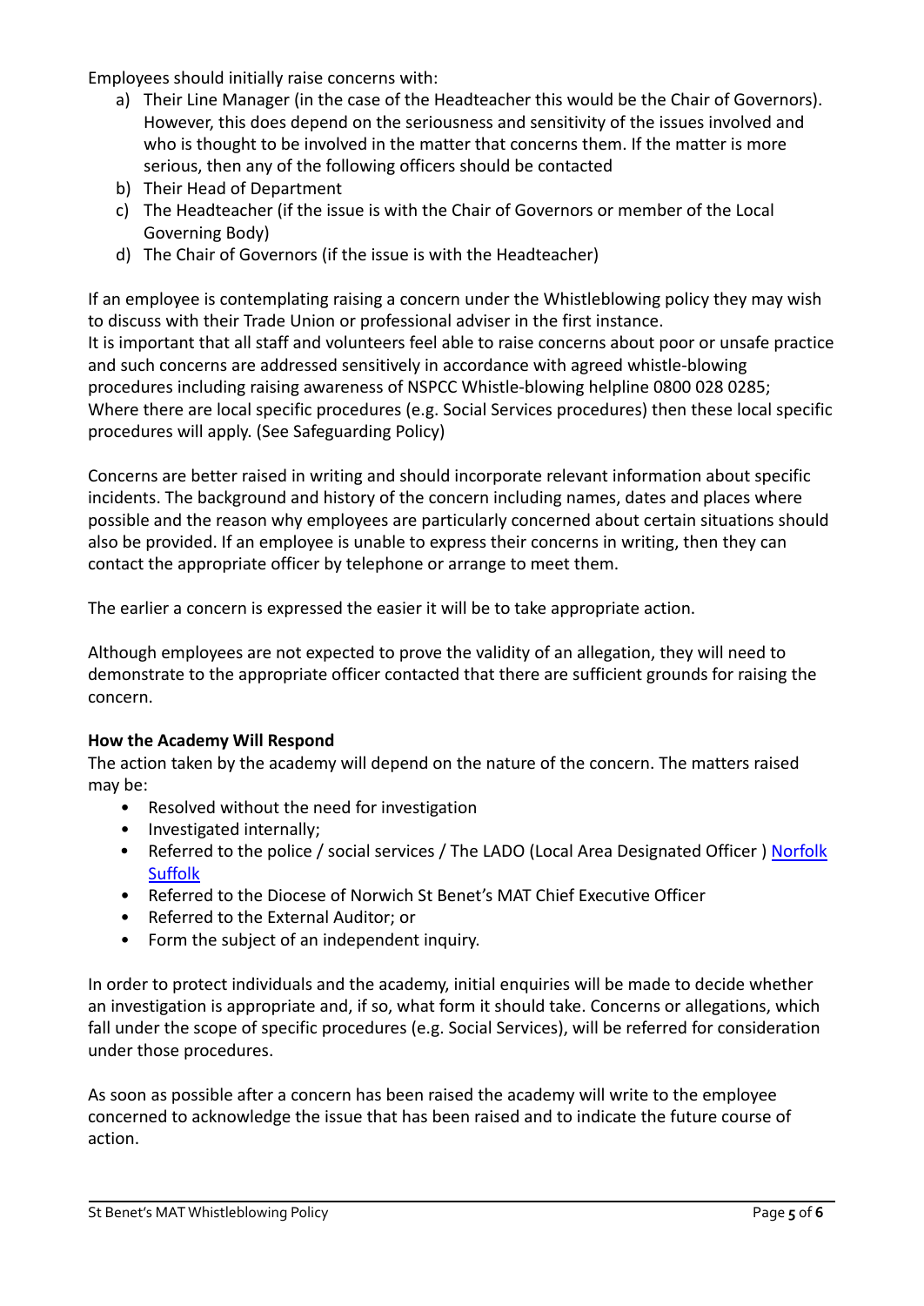Employees should initially raise concerns with:

a) Their Line Manager (in the case of the Headteacher this would be the Chair of Governors). However, this does depend on the seriousness and sensitivity of the issues involved and who is thought to be involved in the matter that concerns them. If the matter is more serious, then any of the following officers should be contacted
b) Their Head of Department
c) The Headteacher (if the issue is with the Chair of Governors or member of the Local Governing Body)
d) The Chair of Governors (if the issue is with the Headteacher)

If an employee is contemplating raising a concern under the Whistleblowing policy they may wish to discuss with their Trade Union or professional adviser in the first instance.
It is important that all staff and volunteers feel able to raise concerns about poor or unsafe practice and such concerns are addressed sensitively in accordance with agreed whistle-blowing procedures including raising awareness of NSPCC Whistle-blowing helpline 0800 028 0285;
Where there are local specific procedures (e.g. Social Services procedures) then these local specific procedures will apply. (See Safeguarding Policy)

Concerns are better raised in writing and should incorporate relevant information about specific incidents. The background and history of the concern including names, dates and places where possible and the reason why employees are particularly concerned about certain situations should also be provided. If an employee is unable to express their concerns in writing, then they can contact the appropriate officer by telephone or arrange to meet them.

The earlier a concern is expressed the easier it will be to take appropriate action.

Although employees are not expected to prove the validity of an allegation, they will need to demonstrate to the appropriate officer contacted that there are sufficient grounds for raising the concern.

**How the Academy Will Respond**

The action taken by the academy will depend on the nature of the concern. The matters raised may be:

- Resolved without the need for investigation
- Investigated internally;
- Referred to the police / social services / The LADO (Local Area Designated Officer ) Norfolk Suffolk
- Referred to the Diocese of Norwich St Benet's MAT Chief Executive Officer
- Referred to the External Auditor; or
- Form the subject of an independent inquiry.

In order to protect individuals and the academy, initial enquiries will be made to decide whether an investigation is appropriate and, if so, what form it should take. Concerns or allegations, which fall under the scope of specific procedures (e.g. Social Services), will be referred for consideration under those procedures.

As soon as possible after a concern has been raised the academy will write to the employee concerned to acknowledge the issue that has been raised and to indicate the future course of action.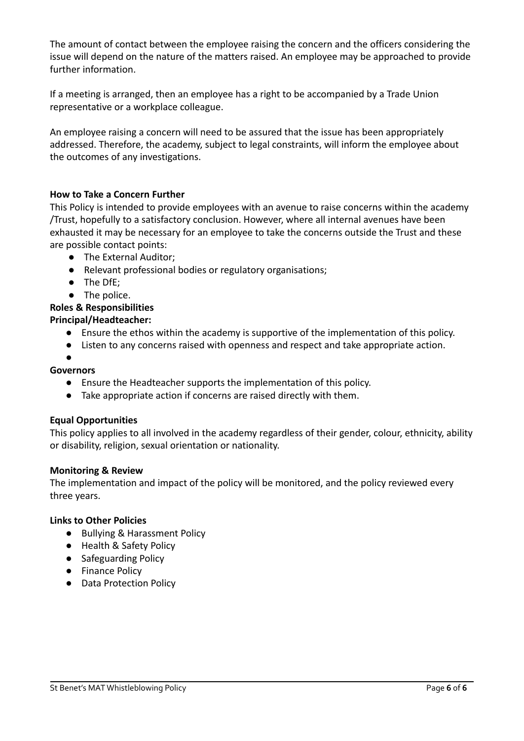The amount of contact between the employee raising the concern and the officers considering the issue will depend on the nature of the matters raised. An employee may be approached to provide further information.

If a meeting is arranged, then an employee has a right to be accompanied by a Trade Union representative or a workplace colleague.

An employee raising a concern will need to be assured that the issue has been appropriately addressed. Therefore, the academy, subject to legal constraints, will inform the employee about the outcomes of any investigations.

**How to Take a Concern Further**

This Policy is intended to provide employees with an avenue to raise concerns within the academy /Trust, hopefully to a satisfactory conclusion. However, where all internal avenues have been exhausted it may be necessary for an employee to take the concerns outside the Trust and these are possible contact points:

- The External Auditor;
- Relevant professional bodies or regulatory organisations;
- The DfE;
- The police.

**Roles & Responsibilities**

**Principal/Headteacher:**

- Ensure the ethos within the academy is supportive of the implementation of this policy.
- Listen to any concerns raised with openness and respect and take appropriate action.

**Governors**

- Ensure the Headteacher supports the implementation of this policy.
- Take appropriate action if concerns are raised directly with them.

**Equal Opportunities**

This policy applies to all involved in the academy regardless of their gender, colour, ethnicity, ability or disability, religion, sexual orientation or nationality.

**Monitoring & Review**

The implementation and impact of the policy will be monitored, and the policy reviewed every three years.

**Links to Other Policies**

- Bullying & Harassment Policy
- Health & Safety Policy
- Safeguarding Policy
- Finance Policy
- Data Protection Policy